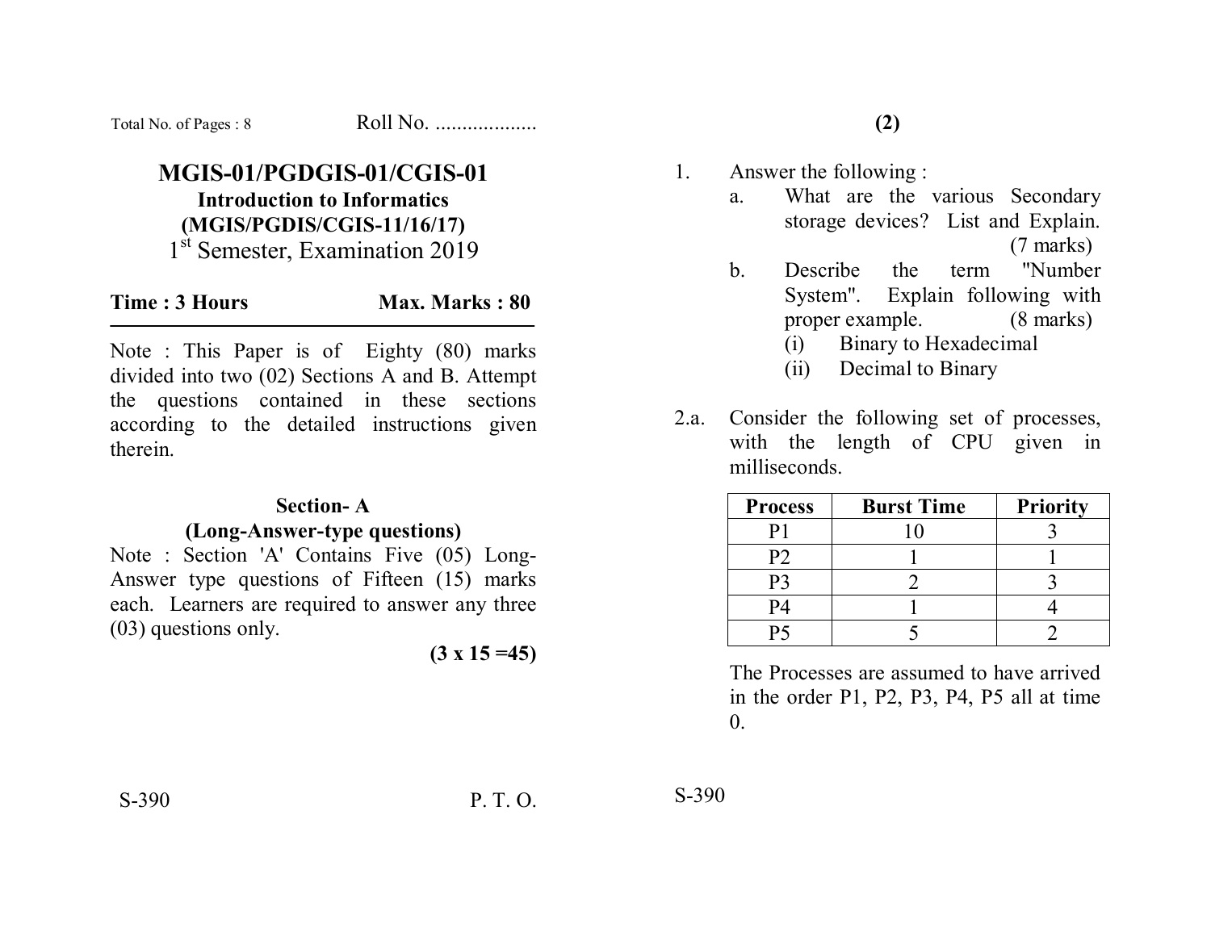Total No. of Pages : 8 Roll No. ..................

# MGIS-01/PGDGIS-01/CGIS-01

## Introduction to Informatics

## (MGIS/PGDIS/CGIS-11/16/17)

1st Semester, Examination 2019

**Time : 3 Hours** **Max. Marks : 80**

Note : This Paper is of Eighty (80) marks divided into two (02) Sections A and B. Attempt the questions contained in these sections according to the detailed instructions given therein.

### Section- A

### (Long-Answer-type questions)

Note : Section 'A' Contains Five (05) Long-Answer type questions of Fifteen (15) marks each. Learners are required to answer any three (03) questions only.

**(3 x 15 =45)**

1. Answer the following :
   a. What are the various Secondary storage devices? List and Explain. (7 marks)
   b. Describe the term "Number System". Explain following with proper example. (8 marks)
      (i) Binary to Hexadecimal
      (ii) Decimal to Binary

2.a. Consider the following set of processes, with the length of CPU given in milliseconds.

| Process | Burst Time | Priority |
|---|---|---|
| P1 | 10 | 3 |
| P2 | 1 | 1 |
| P3 | 2 | 3 |
| P4 | 1 | 4 |
| P5 | 5 | 2 |

The Processes are assumed to have arrived in the order P1, P2, P3, P4, P5 all at time 0.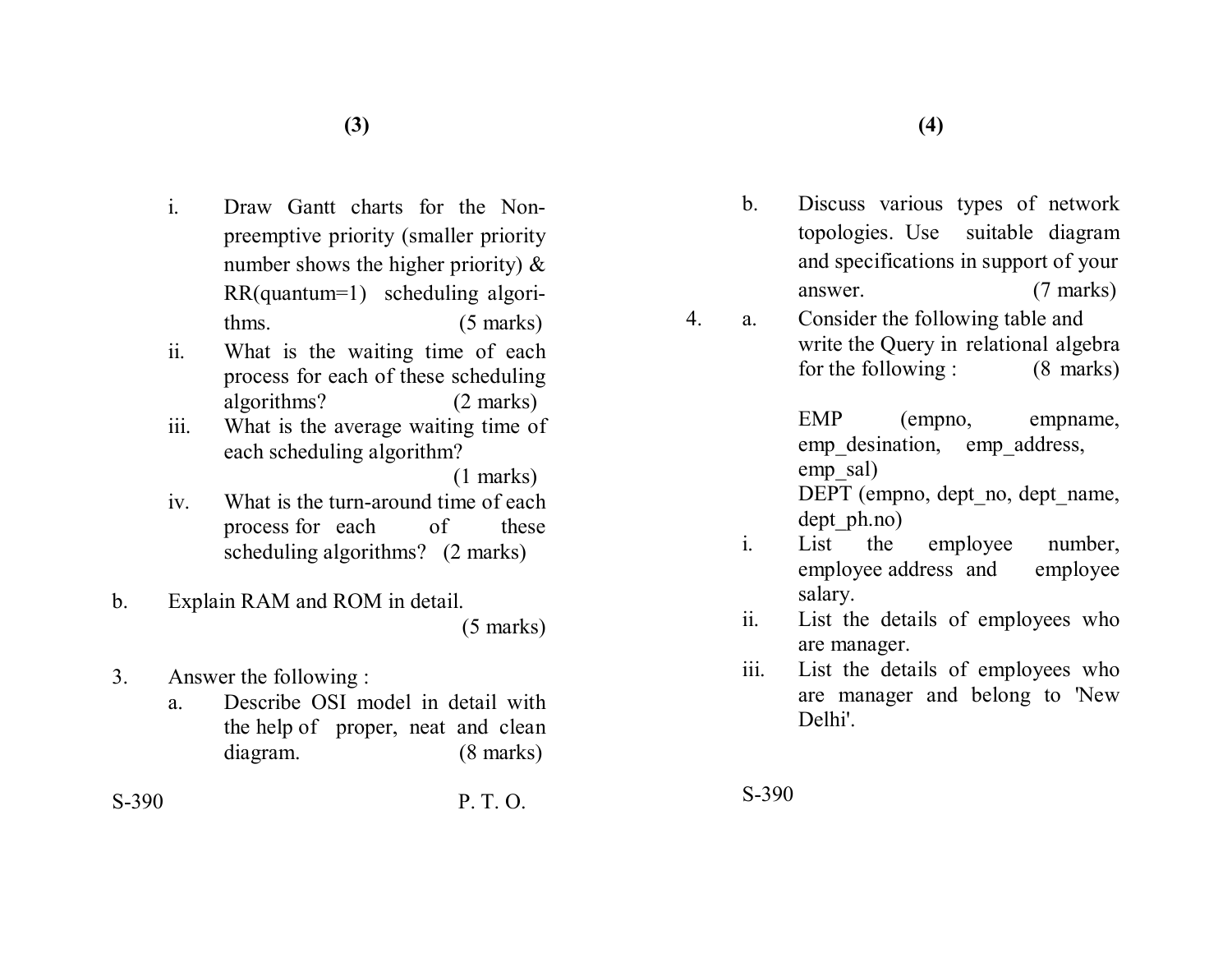i. Draw Gantt charts for the Non-preemptive priority (smaller priority number shows the higher priority) & RR(quantum=1) scheduling algorithms. (5 marks)

ii. What is the waiting time of each process for each of these scheduling algorithms? (2 marks)

iii. What is the average waiting time of each scheduling algorithm? (1 marks)

iv. What is the turn-around time of each process for each of these scheduling algorithms? (2 marks)

b. Explain RAM and ROM in detail. (5 marks)

3. Answer the following :

a. Describe OSI model in detail with the help of proper, neat and clean diagram. (8 marks)

b. Discuss various types of network topologies. Use suitable diagram and specifications in support of your answer. (7 marks)

4. a. Consider the following table and write the Query in relational algebra for the following : (8 marks)

EMP (empno, empname, emp_desination, emp_address, emp_sal)

DEPT (empno, dept_no, dept_name, dept_ph.no)

i. List the employee number, employee address and employee salary.

ii. List the details of employees who are manager.

iii. List the details of employees who are manager and belong to 'New Delhi'.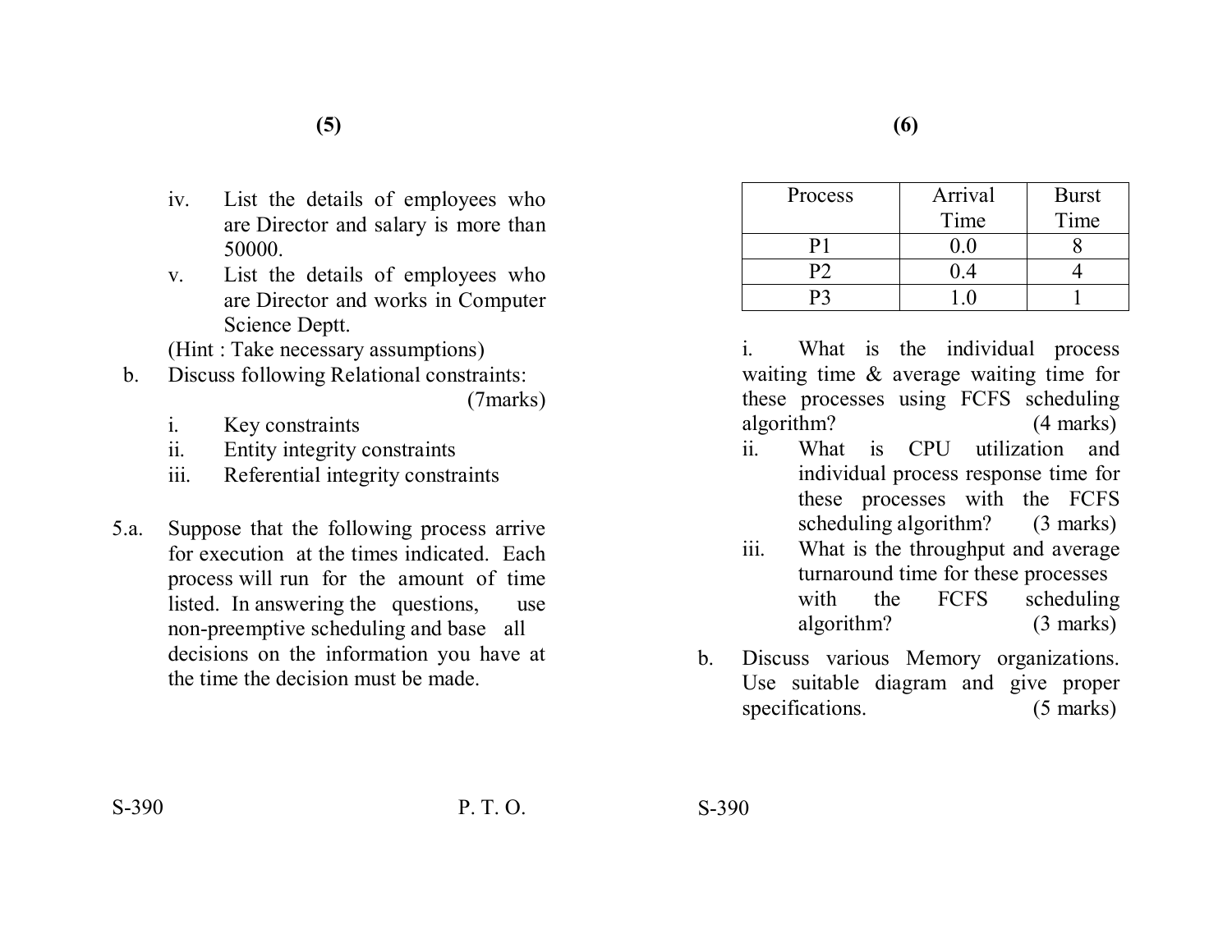iv. List the details of employees who are Director and salary is more than 50000.

v. List the details of employees who are Director and works in Computer Science Deptt.

(Hint : Take necessary assumptions)

b. Discuss following Relational constraints: (7marks)

i. Key constraints

ii. Entity integrity constraints

iii. Referential integrity constraints

5.a. Suppose that the following process arrive for execution at the times indicated. Each process will run for the amount of time listed. In answering the questions, use non-preemptive scheduling and base all decisions on the information you have at the time the decision must be made.

| Process | Arrival Time | Burst Time |
|---|---|---|
| P1 | 0.0 | 8 |
| P2 | 0.4 | 4 |
| P3 | 1.0 | 1 |

i. What is the individual process waiting time & average waiting time for these processes using FCFS scheduling algorithm? (4 marks)

ii. What is CPU utilization and individual process response time for these processes with the FCFS scheduling algorithm? (3 marks)

iii. What is the throughput and average turnaround time for these processes with the FCFS scheduling algorithm? (3 marks)

b. Discuss various Memory organizations. Use suitable diagram and give proper specifications. (5 marks)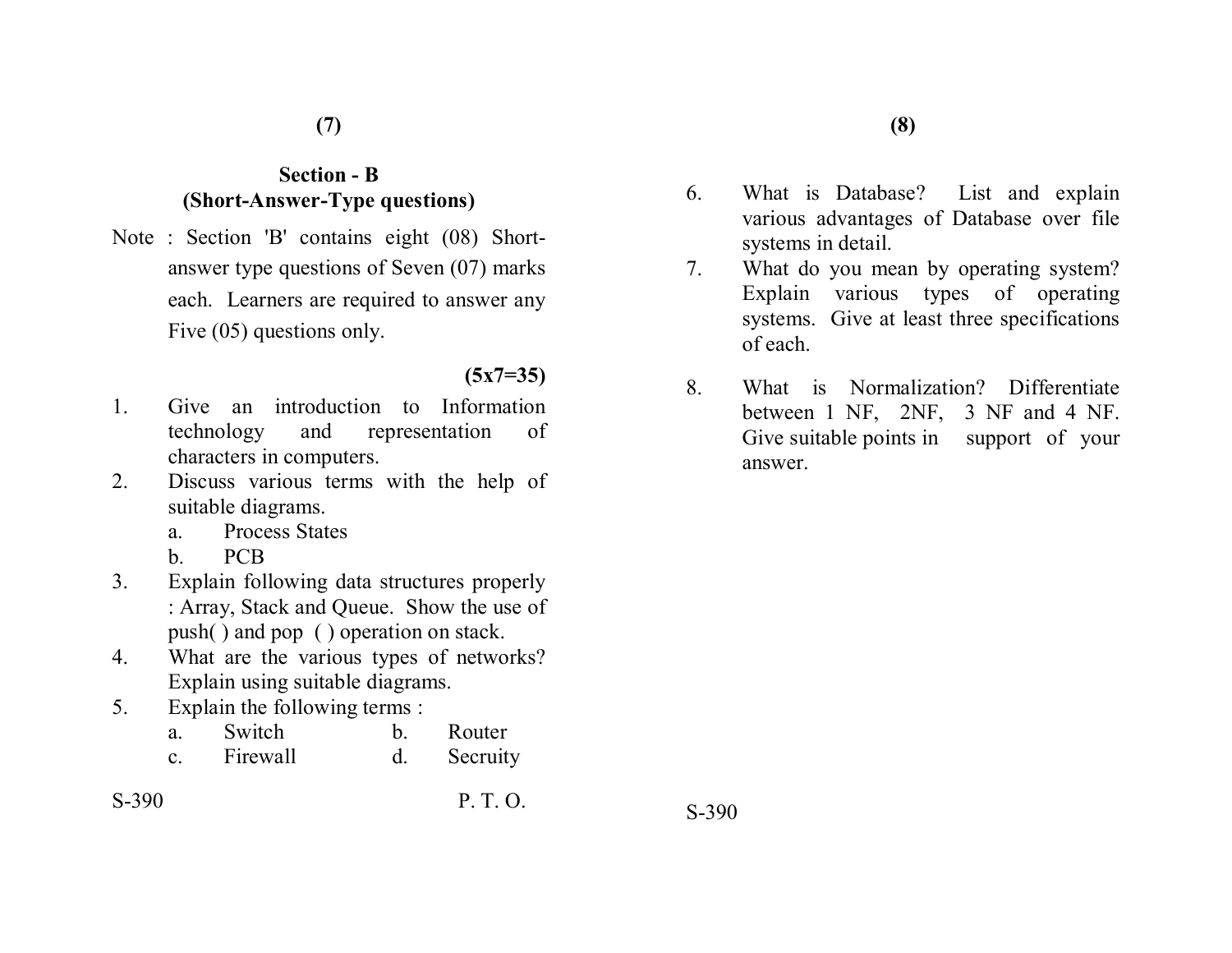## Section - B
### (Short-Answer-Type questions)

Note : Section 'B' contains eight (08) Short-answer type questions of Seven (07) marks each. Learners are required to answer any Five (05) questions only.

**(5x7=35)**

1. Give an introduction to Information technology and representation of characters in computers.
2. Discuss various terms with the help of suitable diagrams.
   - a. Process States
   - b. PCB
3. Explain following data structures properly : Array, Stack and Queue. Show the use of push( ) and pop ( ) operation on stack.
4. What are the various types of networks? Explain using suitable diagrams.
5. Explain the following terms :
   - a. Switch
   - b. Router
   - c. Firewall
   - d. Secruity
6. What is Database? List and explain various advantages of Database over file systems in detail.
7. What do you mean by operating system? Explain various types of operating systems. Give at least three specifications of each.
8. What is Normalization? Differentiate between 1 NF, 2NF, 3 NF and 4 NF. Give suitable points in support of your answer.